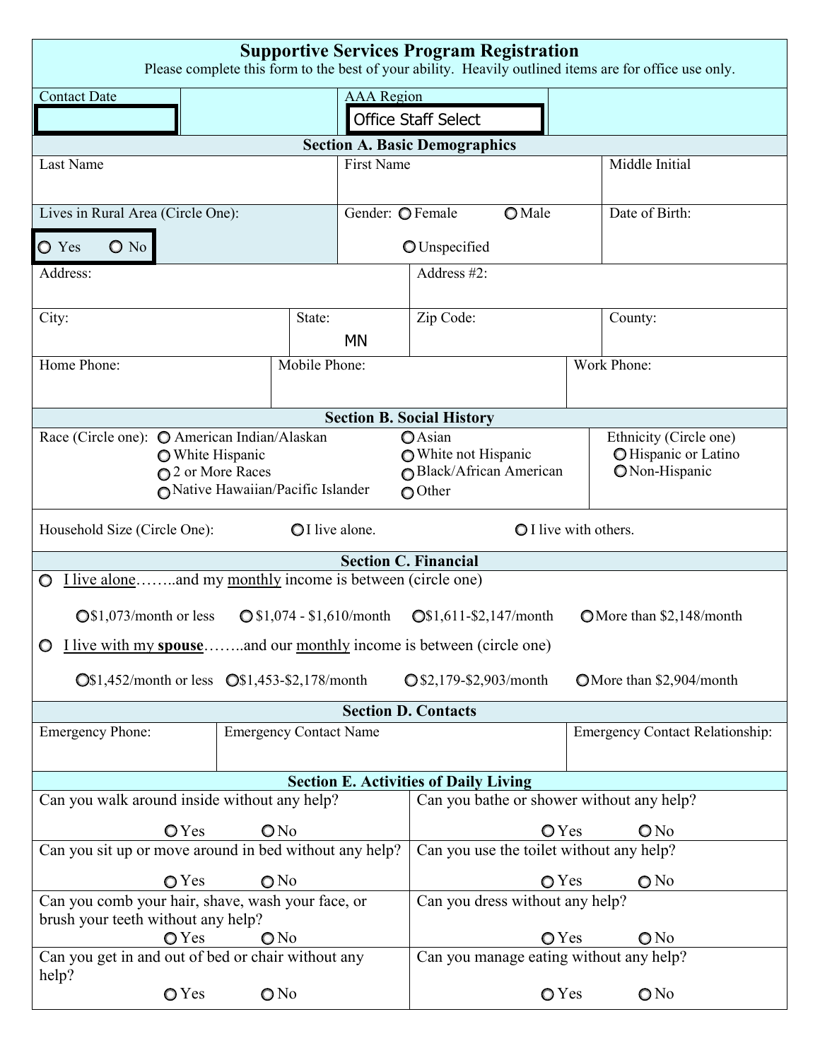# Supportive Services Program Registration

Please complete this form to the best of your ability. Heavily outlined items are for office use only.

| Contact Date | | AAA Region | |
|---|---|---|---|
| | | Office Staff Select | |

## Section A. Basic Demographics

| Last Name | First Name | Middle Initial |
|---|---|---|
| | | |

| Lives in Rural Area (Circle One): | Gender: | Date of Birth: |
|---|---|---|
| ○ Yes ○ No | ○ Female ○ Male ○ Unspecified | |

| Address: | Address #2: |
|---|---|
| | |

| City: | State: | Zip Code: | County: |
|---|---|---|---|
| | MN | | |

| Home Phone: | Mobile Phone: | Work Phone: |
|---|---|---|
| | | |

## Section B. Social History

Race (Circle one):
- ○ American Indian/Alaskan
- ○ White Hispanic
- ○ 2 or More Races
- ○ Native Hawaiian/Pacific Islander
- ○ Asian
- ○ White not Hispanic
- ○ Black/African American
- ○ Other

Ethnicity (Circle one)
- ○ Hispanic or Latino
- ○ Non-Hispanic

Household Size (Circle One): ○ I live alone. ○ I live with others.

## Section C. Financial

○ I live alone……..and my monthly income is between (circle one)

○ $1,073/month or less ○ $1,074 - $1,610/month ○ $1,611-$2,147/month ○ More than $2,148/month

○ I live with my **spouse**……..and our monthly income is between (circle one)

○ $1,452/month or less ○ $1,453-$2,178/month ○ $2,179-$2,903/month ○ More than $2,904/month

## Section D. Contacts

| Emergency Phone: | Emergency Contact Name | Emergency Contact Relationship: |
|---|---|---|
| | | |

## Section E. Activities of Daily Living

| | |
|---|---|
| Can you walk around inside without any help? ○ Yes ○ No | Can you bathe or shower without any help? ○ Yes ○ No |
| Can you sit up or move around in bed without any help? ○ Yes ○ No | Can you use the toilet without any help? ○ Yes ○ No |
| Can you comb your hair, shave, wash your face, or brush your teeth without any help? ○ Yes ○ No | Can you dress without any help? ○ Yes ○ No |
| Can you get in and out of bed or chair without any help? ○ Yes ○ No | Can you manage eating without any help? ○ Yes ○ No |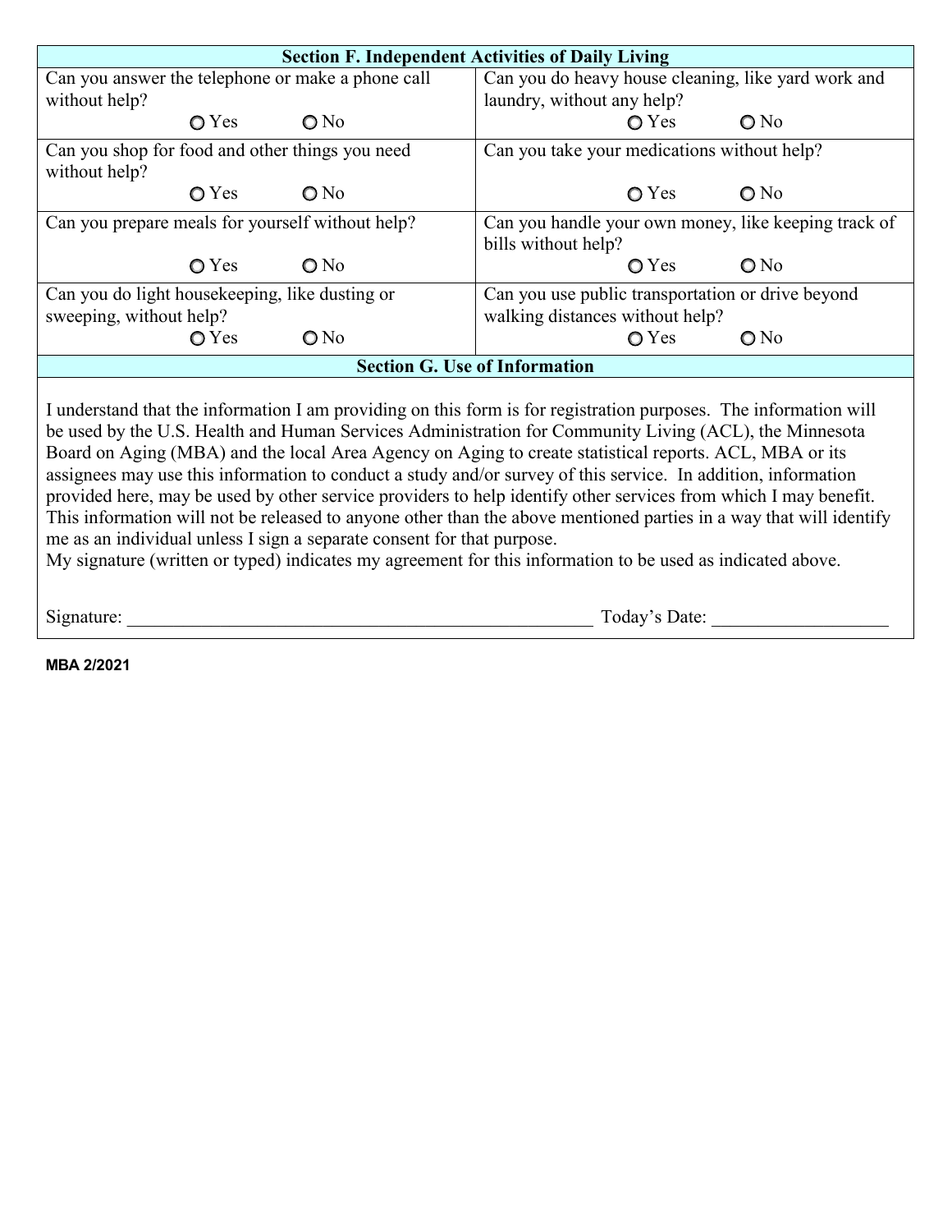## Section F. Independent Activities of Daily Living

| | |
|---|---|
| Can you answer the telephone or make a phone call without help?<br>○ Yes ○ No | Can you do heavy house cleaning, like yard work and laundry, without any help?<br>○ Yes ○ No |
| Can you shop for food and other things you need without help?<br>○ Yes ○ No | Can you take your medications without help?<br>○ Yes ○ No |
| Can you prepare meals for yourself without help?<br>○ Yes ○ No | Can you handle your own money, like keeping track of bills without help?<br>○ Yes ○ No |
| Can you do light housekeeping, like dusting or sweeping, without help?<br>○ Yes ○ No | Can you use public transportation or drive beyond walking distances without help?<br>○ Yes ○ No |

## Section G. Use of Information

I understand that the information I am providing on this form is for registration purposes. The information will be used by the U.S. Health and Human Services Administration for Community Living (ACL), the Minnesota Board on Aging (MBA) and the local Area Agency on Aging to create statistical reports. ACL, MBA or its assignees may use this information to conduct a study and/or survey of this service. In addition, information provided here, may be used by other service providers to help identify other services from which I may benefit. This information will not be released to anyone other than the above mentioned parties in a way that will identify me as an individual unless I sign a separate consent for that purpose.
My signature (written or typed) indicates my agreement for this information to be used as indicated above.

Signature: ___________________________________________ Today's Date: ___________________

**MBA 2/2021**